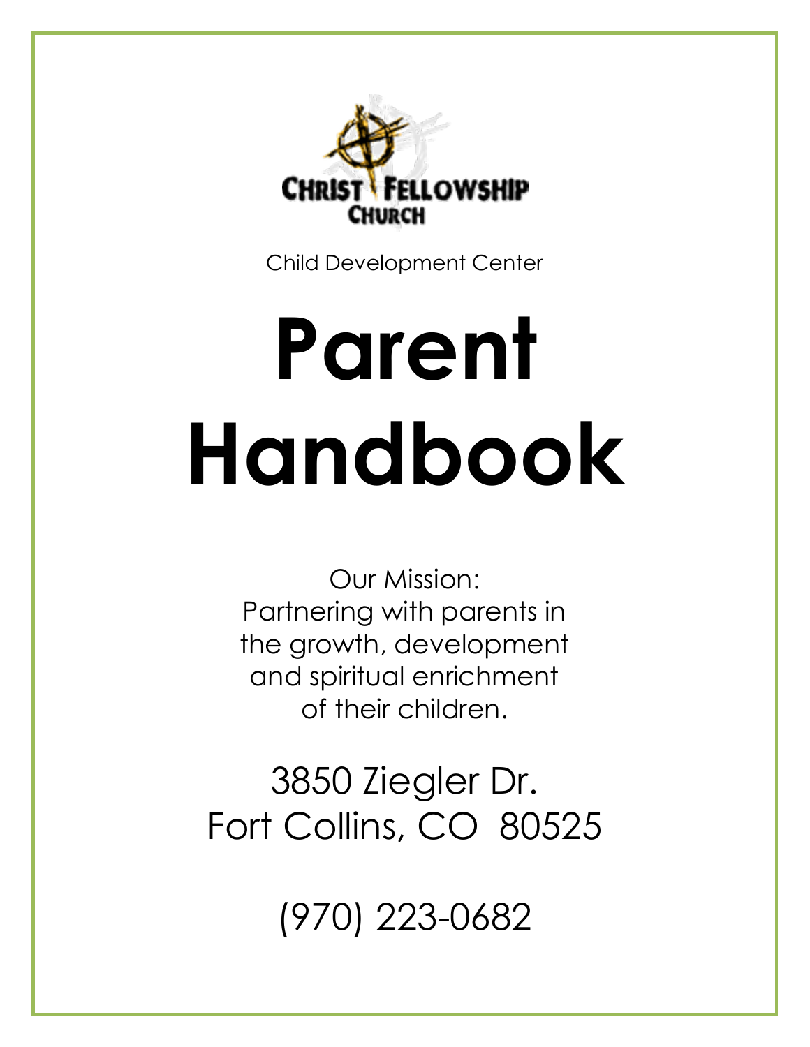CHRIST FELLOWSHIP CHURCH

Child Development Center

# Parent Handbook

Our Mission:
Partnering with parents in the growth, development and spiritual enrichment of their children.

3850 Ziegler Dr.
Fort Collins, CO 80525

(970) 223-0682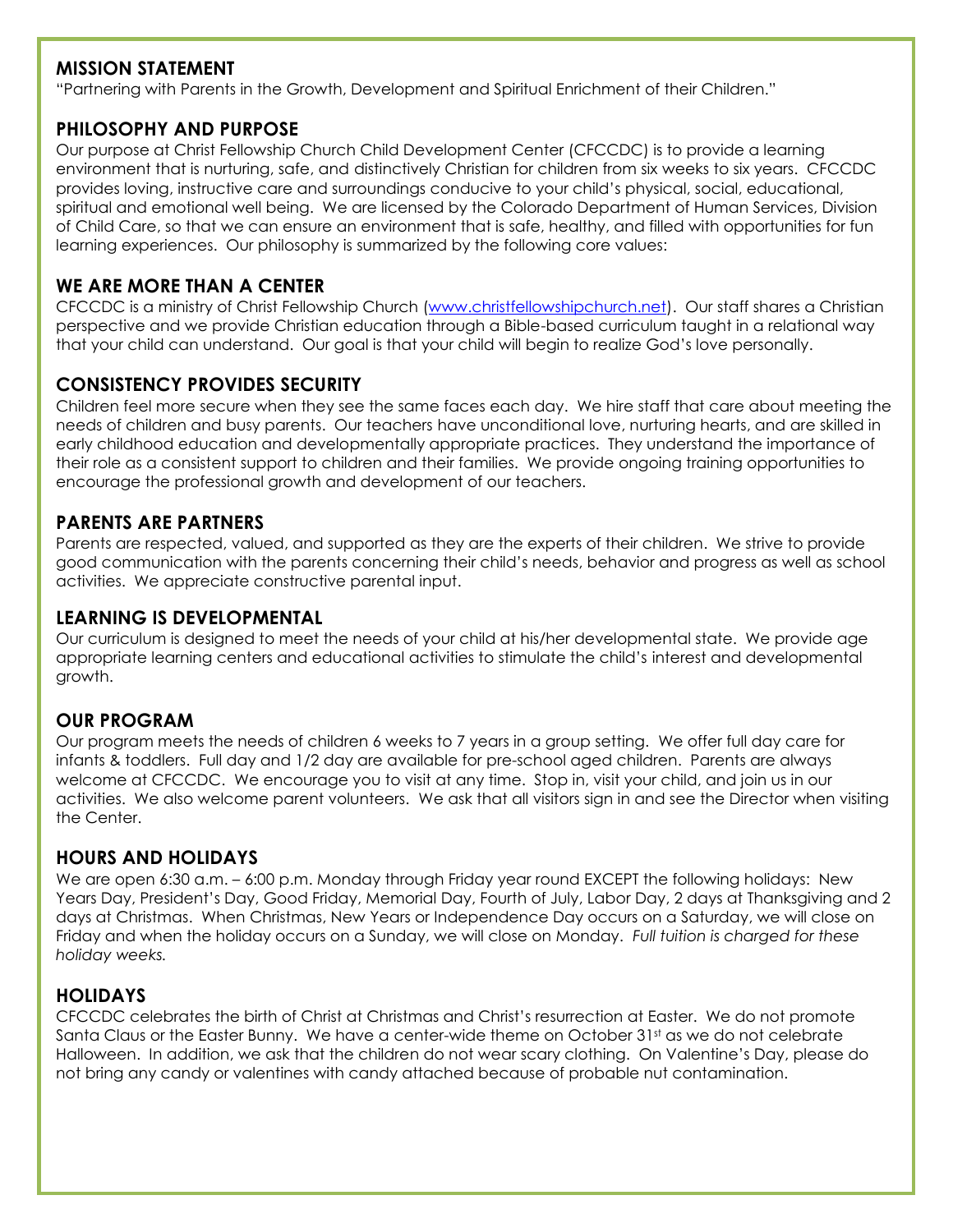## MISSION STATEMENT

"Partnering with Parents in the Growth, Development and Spiritual Enrichment of their Children."

## PHILOSOPHY AND PURPOSE

Our purpose at Christ Fellowship Church Child Development Center (CFCCDC) is to provide a learning environment that is nurturing, safe, and distinctively Christian for children from six weeks to six years. CFCCDC provides loving, instructive care and surroundings conducive to your child's physical, social, educational, spiritual and emotional well being. We are licensed by the Colorado Department of Human Services, Division of Child Care, so that we can ensure an environment that is safe, healthy, and filled with opportunities for fun learning experiences. Our philosophy is summarized by the following core values:

## WE ARE MORE THAN A CENTER

CFCCDC is a ministry of Christ Fellowship Church (www.christfellowshipchurch.net). Our staff shares a Christian perspective and we provide Christian education through a Bible-based curriculum taught in a relational way that your child can understand. Our goal is that your child will begin to realize God's love personally.

## CONSISTENCY PROVIDES SECURITY

Children feel more secure when they see the same faces each day. We hire staff that care about meeting the needs of children and busy parents. Our teachers have unconditional love, nurturing hearts, and are skilled in early childhood education and developmentally appropriate practices. They understand the importance of their role as a consistent support to children and their families. We provide ongoing training opportunities to encourage the professional growth and development of our teachers.

## PARENTS ARE PARTNERS

Parents are respected, valued, and supported as they are the experts of their children. We strive to provide good communication with the parents concerning their child's needs, behavior and progress as well as school activities. We appreciate constructive parental input.

## LEARNING IS DEVELOPMENTAL

Our curriculum is designed to meet the needs of your child at his/her developmental state. We provide age appropriate learning centers and educational activities to stimulate the child's interest and developmental growth.

## OUR PROGRAM

Our program meets the needs of children 6 weeks to 7 years in a group setting. We offer full day care for infants & toddlers. Full day and 1/2 day are available for pre-school aged children. Parents are always welcome at CFCCDC. We encourage you to visit at any time. Stop in, visit your child, and join us in our activities. We also welcome parent volunteers. We ask that all visitors sign in and see the Director when visiting the Center.

## HOURS AND HOLIDAYS

We are open 6:30 a.m. – 6:00 p.m. Monday through Friday year round EXCEPT the following holidays: New Years Day, President's Day, Good Friday, Memorial Day, Fourth of July, Labor Day, 2 days at Thanksgiving and 2 days at Christmas. When Christmas, New Years or Independence Day occurs on a Saturday, we will close on Friday and when the holiday occurs on a Sunday, we will close on Monday. *Full tuition is charged for these holiday weeks.*

## HOLIDAYS

CFCCDC celebrates the birth of Christ at Christmas and Christ's resurrection at Easter. We do not promote Santa Claus or the Easter Bunny. We have a center-wide theme on October 31st as we do not celebrate Halloween. In addition, we ask that the children do not wear scary clothing. On Valentine's Day, please do not bring any candy or valentines with candy attached because of probable nut contamination.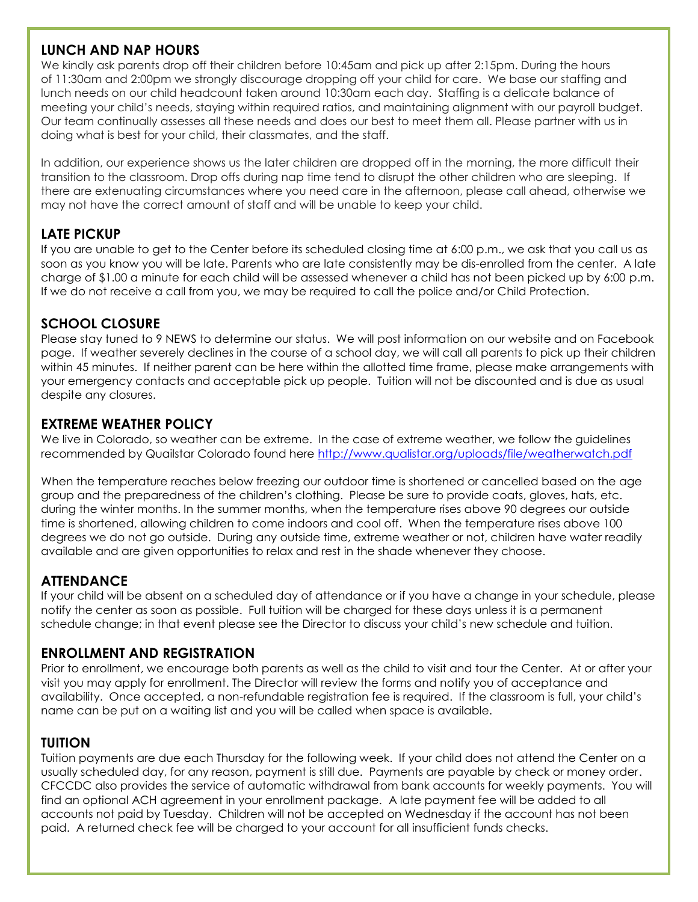## LUNCH AND NAP HOURS

We kindly ask parents drop off their children before 10:45am and pick up after 2:15pm. During the hours of 11:30am and 2:00pm we strongly discourage dropping off your child for care. We base our staffing and lunch needs on our child headcount taken around 10:30am each day. Staffing is a delicate balance of meeting your child's needs, staying within required ratios, and maintaining alignment with our payroll budget. Our team continually assesses all these needs and does our best to meet them all. Please partner with us in doing what is best for your child, their classmates, and the staff.

In addition, our experience shows us the later children are dropped off in the morning, the more difficult their transition to the classroom. Drop offs during nap time tend to disrupt the other children who are sleeping. If there are extenuating circumstances where you need care in the afternoon, please call ahead, otherwise we may not have the correct amount of staff and will be unable to keep your child.

## LATE PICKUP

If you are unable to get to the Center before its scheduled closing time at 6:00 p.m., we ask that you call us as soon as you know you will be late. Parents who are late consistently may be dis-enrolled from the center. A late charge of $1.00 a minute for each child will be assessed whenever a child has not been picked up by 6:00 p.m. If we do not receive a call from you, we may be required to call the police and/or Child Protection.

## SCHOOL CLOSURE

Please stay tuned to 9 NEWS to determine our status. We will post information on our website and on Facebook page. If weather severely declines in the course of a school day, we will call all parents to pick up their children within 45 minutes. If neither parent can be here within the allotted time frame, please make arrangements with your emergency contacts and acceptable pick up people. Tuition will not be discounted and is due as usual despite any closures.

## EXTREME WEATHER POLICY

We live in Colorado, so weather can be extreme. In the case of extreme weather, we follow the guidelines recommended by Quailstar Colorado found here http://www.qualistar.org/uploads/file/weatherwatch.pdf

When the temperature reaches below freezing our outdoor time is shortened or cancelled based on the age group and the preparedness of the children's clothing. Please be sure to provide coats, gloves, hats, etc. during the winter months. In the summer months, when the temperature rises above 90 degrees our outside time is shortened, allowing children to come indoors and cool off. When the temperature rises above 100 degrees we do not go outside. During any outside time, extreme weather or not, children have water readily available and are given opportunities to relax and rest in the shade whenever they choose.

## ATTENDANCE

If your child will be absent on a scheduled day of attendance or if you have a change in your schedule, please notify the center as soon as possible. Full tuition will be charged for these days unless it is a permanent schedule change; in that event please see the Director to discuss your child's new schedule and tuition.

## ENROLLMENT AND REGISTRATION

Prior to enrollment, we encourage both parents as well as the child to visit and tour the Center. At or after your visit you may apply for enrollment. The Director will review the forms and notify you of acceptance and availability. Once accepted, a non-refundable registration fee is required. If the classroom is full, your child's name can be put on a waiting list and you will be called when space is available.

## TUITION

Tuition payments are due each Thursday for the following week. If your child does not attend the Center on a usually scheduled day, for any reason, payment is still due. Payments are payable by check or money order. CFCCDC also provides the service of automatic withdrawal from bank accounts for weekly payments. You will find an optional ACH agreement in your enrollment package. A late payment fee will be added to all accounts not paid by Tuesday. Children will not be accepted on Wednesday if the account has not been paid. A returned check fee will be charged to your account for all insufficient funds checks.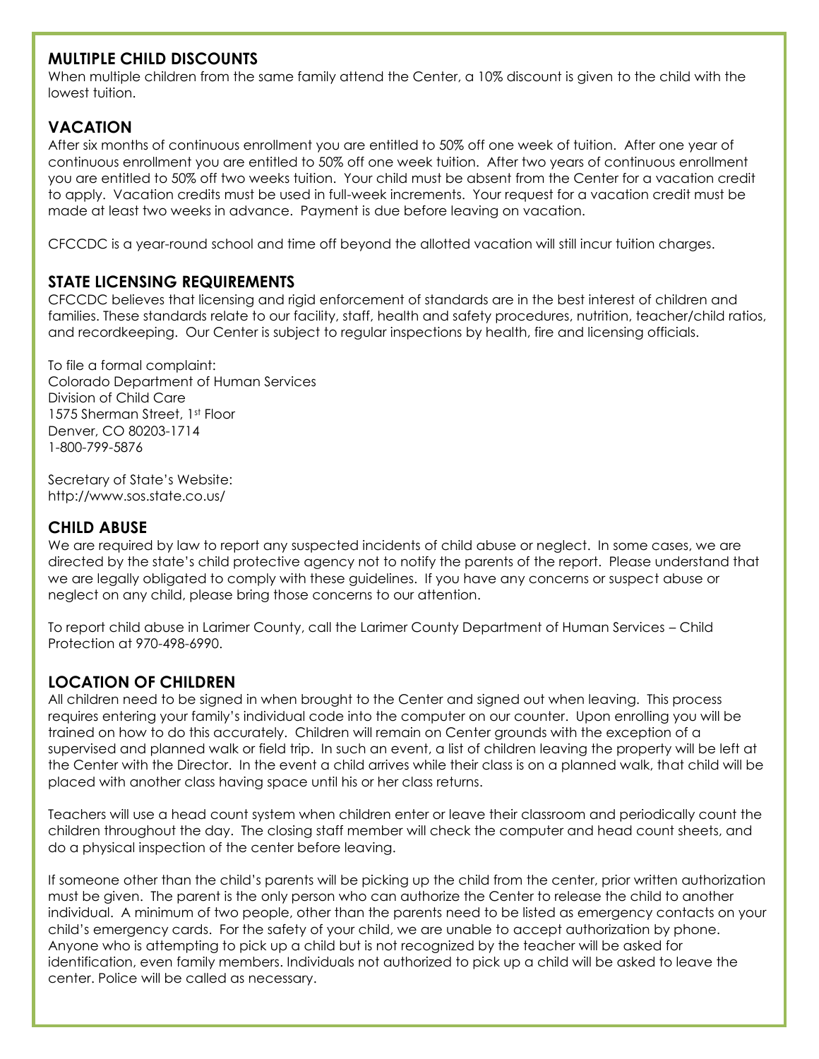## MULTIPLE CHILD DISCOUNTS

When multiple children from the same family attend the Center, a 10% discount is given to the child with the lowest tuition.

## VACATION

After six months of continuous enrollment you are entitled to 50% off one week of tuition. After one year of continuous enrollment you are entitled to 50% off one week tuition. After two years of continuous enrollment you are entitled to 50% off two weeks tuition. Your child must be absent from the Center for a vacation credit to apply. Vacation credits must be used in full-week increments. Your request for a vacation credit must be made at least two weeks in advance. Payment is due before leaving on vacation.

CFCCDC is a year-round school and time off beyond the allotted vacation will still incur tuition charges.

## STATE LICENSING REQUIREMENTS

CFCCDC believes that licensing and rigid enforcement of standards are in the best interest of children and families. These standards relate to our facility, staff, health and safety procedures, nutrition, teacher/child ratios, and recordkeeping. Our Center is subject to regular inspections by health, fire and licensing officials.

To file a formal complaint:
Colorado Department of Human Services
Division of Child Care
1575 Sherman Street, 1st Floor
Denver, CO 80203-1714
1-800-799-5876

Secretary of State's Website:
http://www.sos.state.co.us/

## CHILD ABUSE

We are required by law to report any suspected incidents of child abuse or neglect. In some cases, we are directed by the state's child protective agency not to notify the parents of the report. Please understand that we are legally obligated to comply with these guidelines. If you have any concerns or suspect abuse or neglect on any child, please bring those concerns to our attention.

To report child abuse in Larimer County, call the Larimer County Department of Human Services – Child Protection at 970-498-6990.

## LOCATION OF CHILDREN

All children need to be signed in when brought to the Center and signed out when leaving. This process requires entering your family's individual code into the computer on our counter. Upon enrolling you will be trained on how to do this accurately. Children will remain on Center grounds with the exception of a supervised and planned walk or field trip. In such an event, a list of children leaving the property will be left at the Center with the Director. In the event a child arrives while their class is on a planned walk, that child will be placed with another class having space until his or her class returns.

Teachers will use a head count system when children enter or leave their classroom and periodically count the children throughout the day. The closing staff member will check the computer and head count sheets, and do a physical inspection of the center before leaving.

If someone other than the child's parents will be picking up the child from the center, prior written authorization must be given. The parent is the only person who can authorize the Center to release the child to another individual. A minimum of two people, other than the parents need to be listed as emergency contacts on your child's emergency cards. For the safety of your child, we are unable to accept authorization by phone. Anyone who is attempting to pick up a child but is not recognized by the teacher will be asked for identification, even family members. Individuals not authorized to pick up a child will be asked to leave the center. Police will be called as necessary.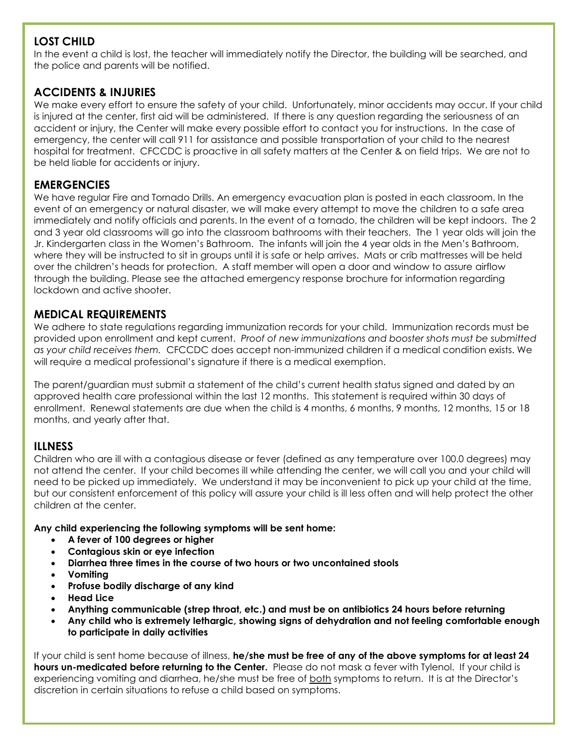## LOST CHILD

In the event a child is lost, the teacher will immediately notify the Director, the building will be searched, and the police and parents will be notified.

## ACCIDENTS & INJURIES

We make every effort to ensure the safety of your child. Unfortunately, minor accidents may occur. If your child is injured at the center, first aid will be administered. If there is any question regarding the seriousness of an accident or injury, the Center will make every possible effort to contact you for instructions. In the case of emergency, the center will call 911 for assistance and possible transportation of your child to the nearest hospital for treatment. CFCCDC is proactive in all safety matters at the Center & on field trips. We are not to be held liable for accidents or injury.

## EMERGENCIES

We have regular Fire and Tornado Drills. An emergency evacuation plan is posted in each classroom. In the event of an emergency or natural disaster, we will make every attempt to move the children to a safe area immediately and notify officials and parents. In the event of a tornado, the children will be kept indoors. The 2 and 3 year old classrooms will go into the classroom bathrooms with their teachers. The 1 year olds will join the Jr. Kindergarten class in the Women's Bathroom. The infants will join the 4 year olds in the Men's Bathroom, where they will be instructed to sit in groups until it is safe or help arrives. Mats or crib mattresses will be held over the children's heads for protection. A staff member will open a door and window to assure airflow through the building. Please see the attached emergency response brochure for information regarding lockdown and active shooter.

## MEDICAL REQUIREMENTS

We adhere to state regulations regarding immunization records for your child. Immunization records must be provided upon enrollment and kept current. *Proof of new immunizations and booster shots must be submitted as your child receives them.* CFCCDC does accept non-immunized children if a medical condition exists. We will require a medical professional's signature if there is a medical exemption.

The parent/guardian must submit a statement of the child's current health status signed and dated by an approved health care professional within the last 12 months. This statement is required within 30 days of enrollment. Renewal statements are due when the child is 4 months, 6 months, 9 months, 12 months, 15 or 18 months, and yearly after that.

## ILLNESS

Children who are ill with a contagious disease or fever (defined as any temperature over 100.0 degrees) may not attend the center. If your child becomes ill while attending the center, we will call you and your child will need to be picked up immediately. We understand it may be inconvenient to pick up your child at the time, but our consistent enforcement of this policy will assure your child is ill less often and will help protect the other children at the center.

**Any child experiencing the following symptoms will be sent home:**

- **A fever of 100 degrees or higher**
- **Contagious skin or eye infection**
- **Diarrhea three times in the course of two hours or two uncontained stools**
- **Vomiting**
- **Profuse bodily discharge of any kind**
- **Head Lice**
- **Anything communicable (strep throat, etc.) and must be on antibiotics 24 hours before returning**
- **Any child who is extremely lethargic, showing signs of dehydration and not feeling comfortable enough to participate in daily activities**

If your child is sent home because of illness, **he/she must be free of any of the above symptoms for at least 24 hours un-medicated before returning to the Center.** Please do not mask a fever with Tylenol. If your child is experiencing vomiting and diarrhea, he/she must be free of <u>both</u> symptoms to return. It is at the Director's discretion in certain situations to refuse a child based on symptoms.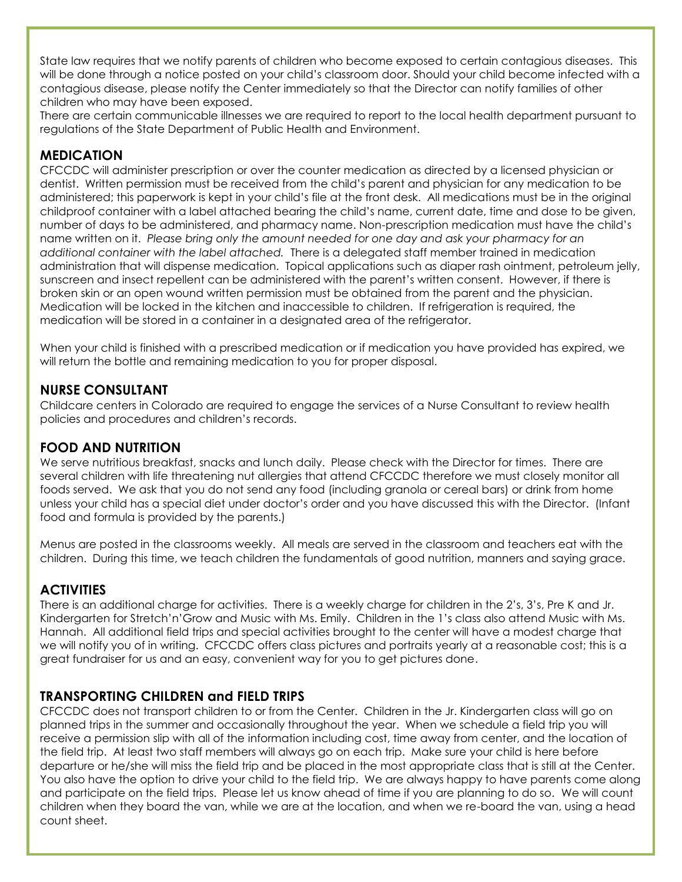State law requires that we notify parents of children who become exposed to certain contagious diseases. This will be done through a notice posted on your child's classroom door. Should your child become infected with a contagious disease, please notify the Center immediately so that the Director can notify families of other children who may have been exposed.

There are certain communicable illnesses we are required to report to the local health department pursuant to regulations of the State Department of Public Health and Environment.

## MEDICATION

CFCCDC will administer prescription or over the counter medication as directed by a licensed physician or dentist. Written permission must be received from the child's parent and physician for any medication to be administered; this paperwork is kept in your child's file at the front desk. All medications must be in the original childproof container with a label attached bearing the child's name, current date, time and dose to be given, number of days to be administered, and pharmacy name. Non-prescription medication must have the child's name written on it. *Please bring only the amount needed for one day and ask your pharmacy for an additional container with the label attached.* There is a delegated staff member trained in medication administration that will dispense medication. Topical applications such as diaper rash ointment, petroleum jelly, sunscreen and insect repellent can be administered with the parent's written consent. However, if there is broken skin or an open wound written permission must be obtained from the parent and the physician. Medication will be locked in the kitchen and inaccessible to children. If refrigeration is required, the medication will be stored in a container in a designated area of the refrigerator.

When your child is finished with a prescribed medication or if medication you have provided has expired, we will return the bottle and remaining medication to you for proper disposal.

## NURSE CONSULTANT

Childcare centers in Colorado are required to engage the services of a Nurse Consultant to review health policies and procedures and children's records.

## FOOD AND NUTRITION

We serve nutritious breakfast, snacks and lunch daily. Please check with the Director for times. There are several children with life threatening nut allergies that attend CFCCDC therefore we must closely monitor all foods served. We ask that you do not send any food (including granola or cereal bars) or drink from home unless your child has a special diet under doctor's order and you have discussed this with the Director. (Infant food and formula is provided by the parents.)

Menus are posted in the classrooms weekly. All meals are served in the classroom and teachers eat with the children. During this time, we teach children the fundamentals of good nutrition, manners and saying grace.

## ACTIVITIES

There is an additional charge for activities. There is a weekly charge for children in the 2's, 3's, Pre K and Jr. Kindergarten for Stretch'n'Grow and Music with Ms. Emily. Children in the 1's class also attend Music with Ms. Hannah. All additional field trips and special activities brought to the center will have a modest charge that we will notify you of in writing. CFCCDC offers class pictures and portraits yearly at a reasonable cost; this is a great fundraiser for us and an easy, convenient way for you to get pictures done.

## TRANSPORTING CHILDREN and FIELD TRIPS

CFCCDC does not transport children to or from the Center. Children in the Jr. Kindergarten class will go on planned trips in the summer and occasionally throughout the year. When we schedule a field trip you will receive a permission slip with all of the information including cost, time away from center, and the location of the field trip. At least two staff members will always go on each trip. Make sure your child is here before departure or he/she will miss the field trip and be placed in the most appropriate class that is still at the Center. You also have the option to drive your child to the field trip. We are always happy to have parents come along and participate on the field trips. Please let us know ahead of time if you are planning to do so. We will count children when they board the van, while we are at the location, and when we re-board the van, using a head count sheet.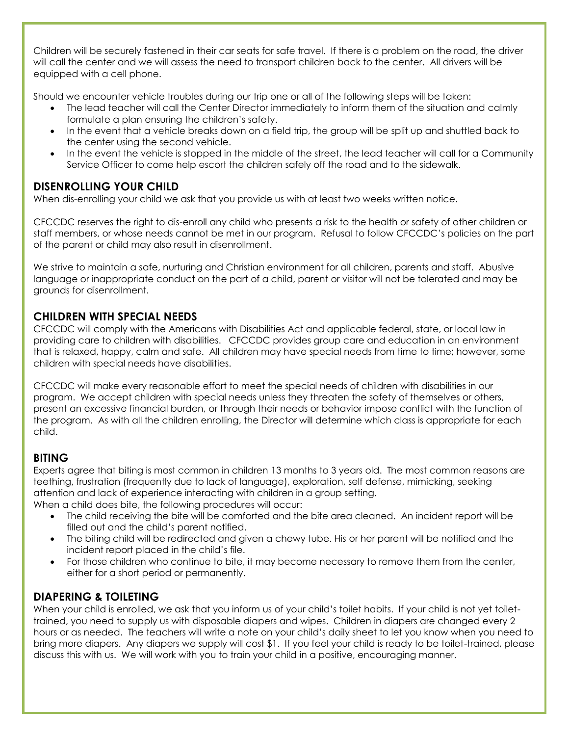Children will be securely fastened in their car seats for safe travel. If there is a problem on the road, the driver will call the center and we will assess the need to transport children back to the center. All drivers will be equipped with a cell phone.

Should we encounter vehicle troubles during our trip one or all of the following steps will be taken:

- The lead teacher will call the Center Director immediately to inform them of the situation and calmly formulate a plan ensuring the children's safety.
- In the event that a vehicle breaks down on a field trip, the group will be split up and shuttled back to the center using the second vehicle.
- In the event the vehicle is stopped in the middle of the street, the lead teacher will call for a Community Service Officer to come help escort the children safely off the road and to the sidewalk.

## DISENROLLING YOUR CHILD

When dis-enrolling your child we ask that you provide us with at least two weeks written notice.

CFCCDC reserves the right to dis-enroll any child who presents a risk to the health or safety of other children or staff members, or whose needs cannot be met in our program. Refusal to follow CFCCDC's policies on the part of the parent or child may also result in disenrollment.

We strive to maintain a safe, nurturing and Christian environment for all children, parents and staff. Abusive language or inappropriate conduct on the part of a child, parent or visitor will not be tolerated and may be grounds for disenrollment.

## CHILDREN WITH SPECIAL NEEDS

CFCCDC will comply with the Americans with Disabilities Act and applicable federal, state, or local law in providing care to children with disabilities. CFCCDC provides group care and education in an environment that is relaxed, happy, calm and safe. All children may have special needs from time to time; however, some children with special needs have disabilities.

CFCCDC will make every reasonable effort to meet the special needs of children with disabilities in our program. We accept children with special needs unless they threaten the safety of themselves or others, present an excessive financial burden, or through their needs or behavior impose conflict with the function of the program. As with all the children enrolling, the Director will determine which class is appropriate for each child.

## BITING

Experts agree that biting is most common in children 13 months to 3 years old. The most common reasons are teething, frustration (frequently due to lack of language), exploration, self defense, mimicking, seeking attention and lack of experience interacting with children in a group setting.
When a child does bite, the following procedures will occur:

- The child receiving the bite will be comforted and the bite area cleaned. An incident report will be filled out and the child's parent notified.
- The biting child will be redirected and given a chewy tube. His or her parent will be notified and the incident report placed in the child's file.
- For those children who continue to bite, it may become necessary to remove them from the center, either for a short period or permanently.

## DIAPERING & TOILETING

When your child is enrolled, we ask that you inform us of your child's toilet habits. If your child is not yet toilet-trained, you need to supply us with disposable diapers and wipes. Children in diapers are changed every 2 hours or as needed. The teachers will write a note on your child's daily sheet to let you know when you need to bring more diapers. Any diapers we supply will cost $1. If you feel your child is ready to be toilet-trained, please discuss this with us. We will work with you to train your child in a positive, encouraging manner.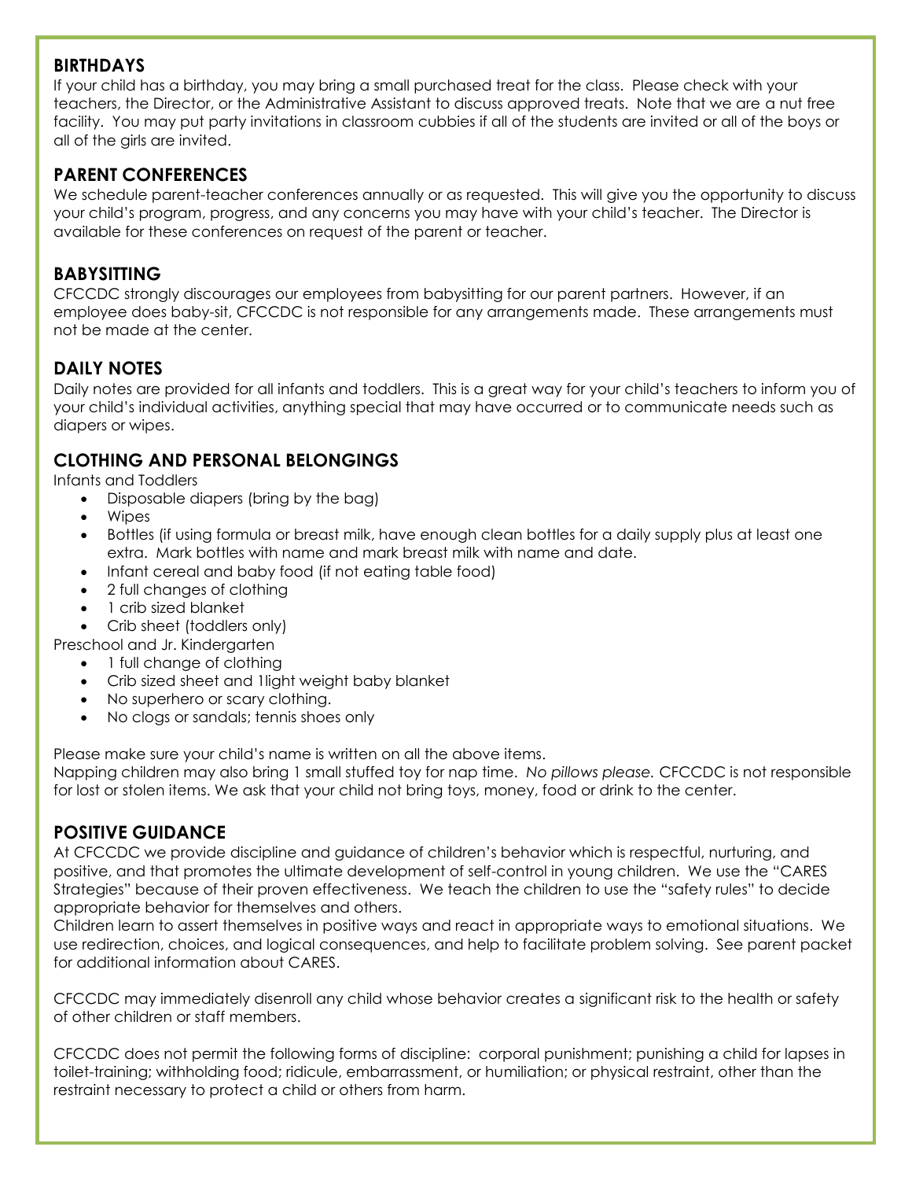## BIRTHDAYS

If your child has a birthday, you may bring a small purchased treat for the class. Please check with your teachers, the Director, or the Administrative Assistant to discuss approved treats. Note that we are a nut free facility. You may put party invitations in classroom cubbies if all of the students are invited or all of the boys or all of the girls are invited.

## PARENT CONFERENCES

We schedule parent-teacher conferences annually or as requested. This will give you the opportunity to discuss your child's program, progress, and any concerns you may have with your child's teacher. The Director is available for these conferences on request of the parent or teacher.

## BABYSITTING

CFCCDC strongly discourages our employees from babysitting for our parent partners. However, if an employee does baby-sit, CFCCDC is not responsible for any arrangements made. These arrangements must not be made at the center.

## DAILY NOTES

Daily notes are provided for all infants and toddlers. This is a great way for your child's teachers to inform you of your child's individual activities, anything special that may have occurred or to communicate needs such as diapers or wipes.

## CLOTHING AND PERSONAL BELONGINGS

Infants and Toddlers

- Disposable diapers (bring by the bag)
- Wipes
- Bottles (if using formula or breast milk, have enough clean bottles for a daily supply plus at least one extra. Mark bottles with name and mark breast milk with name and date.
- Infant cereal and baby food (if not eating table food)
- 2 full changes of clothing
- 1 crib sized blanket
- Crib sheet (toddlers only)

Preschool and Jr. Kindergarten

- 1 full change of clothing
- Crib sized sheet and 1light weight baby blanket
- No superhero or scary clothing.
- No clogs or sandals; tennis shoes only

Please make sure your child's name is written on all the above items.
Napping children may also bring 1 small stuffed toy for nap time. *No pillows please.* CFCCDC is not responsible for lost or stolen items. We ask that your child not bring toys, money, food or drink to the center.

## POSITIVE GUIDANCE

At CFCCDC we provide discipline and guidance of children's behavior which is respectful, nurturing, and positive, and that promotes the ultimate development of self-control in young children. We use the "CARES Strategies" because of their proven effectiveness. We teach the children to use the "safety rules" to decide appropriate behavior for themselves and others.
Children learn to assert themselves in positive ways and react in appropriate ways to emotional situations. We use redirection, choices, and logical consequences, and help to facilitate problem solving. See parent packet for additional information about CARES.

CFCCDC may immediately disenroll any child whose behavior creates a significant risk to the health or safety of other children or staff members.

CFCCDC does not permit the following forms of discipline: corporal punishment; punishing a child for lapses in toilet-training; withholding food; ridicule, embarrassment, or humiliation; or physical restraint, other than the restraint necessary to protect a child or others from harm.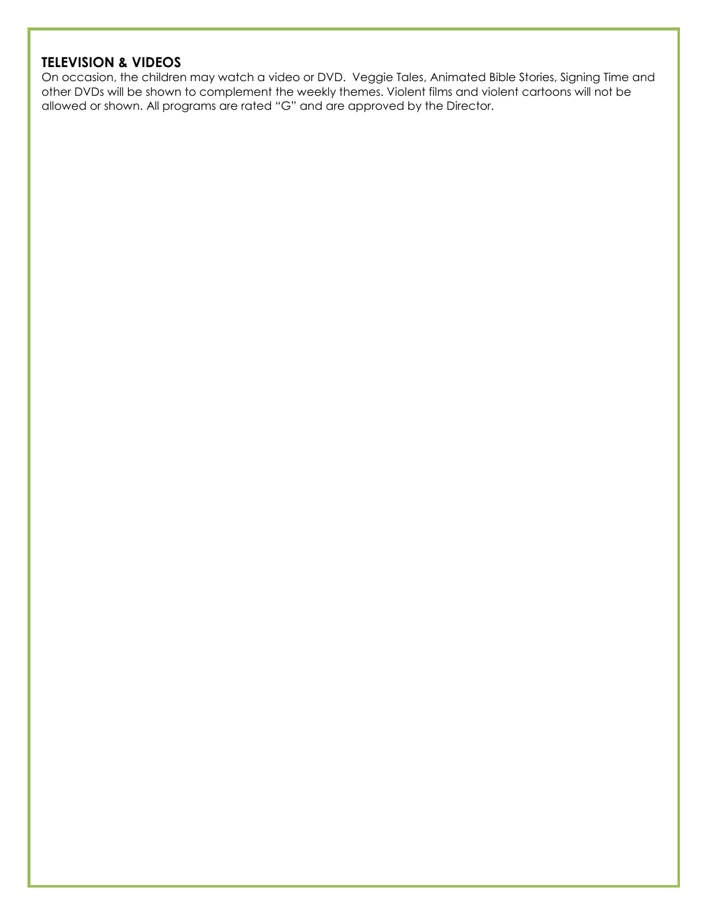## TELEVISION & VIDEOS

On occasion, the children may watch a video or DVD. Veggie Tales, Animated Bible Stories, Signing Time and other DVDs will be shown to complement the weekly themes. Violent films and violent cartoons will not be allowed or shown. All programs are rated "G" and are approved by the Director.